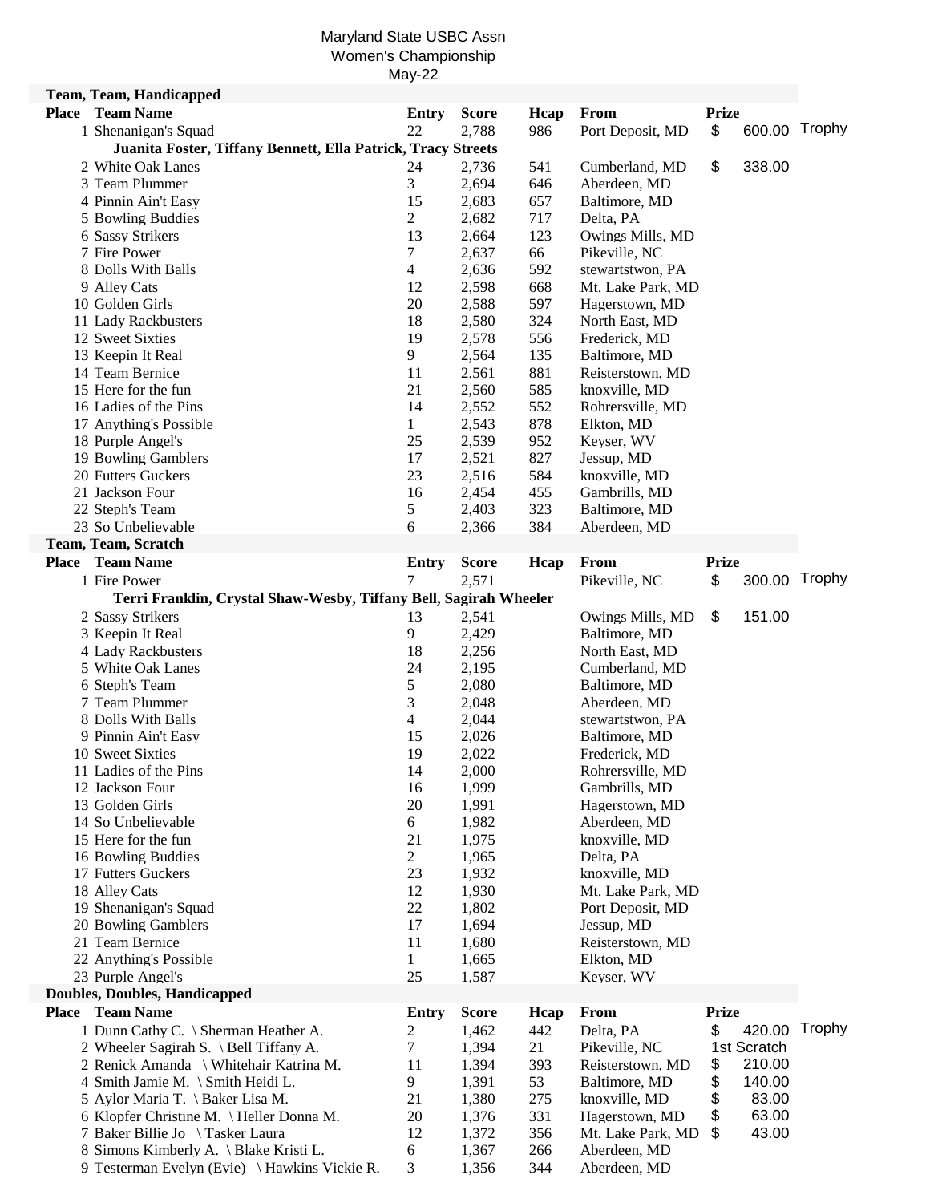Maryland State USBC Assn
Women's Championship
May-22

**Team, Team, Handicapped**

| Place | Team Name | Entry | Score | Hcap | From | Prize | |
|---|---|---|---|---|---|---|---|
| 1 | Shenanigan's Squad | 22 | 2,788 | 986 | Port Deposit, MD | $ 600.00 | Trophy |
| | **Juanita Foster, Tiffany Bennett, Ella Patrick, Tracy Streets** | | | | | | |
| 2 | White Oak Lanes | 24 | 2,736 | 541 | Cumberland, MD | $ 338.00 | |
| 3 | Team Plummer | 3 | 2,694 | 646 | Aberdeen, MD | | |
| 4 | Pinnin Ain't Easy | 15 | 2,683 | 657 | Baltimore, MD | | |
| 5 | Bowling Buddies | 2 | 2,682 | 717 | Delta, PA | | |
| 6 | Sassy Strikers | 13 | 2,664 | 123 | Owings Mills, MD | | |
| 7 | Fire Power | 7 | 2,637 | 66 | Pikeville, NC | | |
| 8 | Dolls With Balls | 4 | 2,636 | 592 | stewartstwon, PA | | |
| 9 | Alley Cats | 12 | 2,598 | 668 | Mt. Lake Park, MD | | |
| 10 | Golden Girls | 20 | 2,588 | 597 | Hagerstown, MD | | |
| 11 | Lady Rackbusters | 18 | 2,580 | 324 | North East, MD | | |
| 12 | Sweet Sixties | 19 | 2,578 | 556 | Frederick, MD | | |
| 13 | Keepin It Real | 9 | 2,564 | 135 | Baltimore, MD | | |
| 14 | Team Bernice | 11 | 2,561 | 881 | Reisterstown, MD | | |
| 15 | Here for the fun | 21 | 2,560 | 585 | knoxville, MD | | |
| 16 | Ladies of the Pins | 14 | 2,552 | 552 | Rohrersville, MD | | |
| 17 | Anything's Possible | 1 | 2,543 | 878 | Elkton, MD | | |
| 18 | Purple Angel's | 25 | 2,539 | 952 | Keyser, WV | | |
| 19 | Bowling Gamblers | 17 | 2,521 | 827 | Jessup, MD | | |
| 20 | Futters Guckers | 23 | 2,516 | 584 | knoxville, MD | | |
| 21 | Jackson Four | 16 | 2,454 | 455 | Gambrills, MD | | |
| 22 | Steph's Team | 5 | 2,403 | 323 | Baltimore, MD | | |
| 23 | So Unbelievable | 6 | 2,366 | 384 | Aberdeen, MD | | |

**Team, Team, Scratch**

| Place | Team Name | Entry | Score | Hcap | From | Prize | |
|---|---|---|---|---|---|---|---|
| 1 | Fire Power | 7 | 2,571 | | Pikeville, NC | $ 300.00 | Trophy |
| | **Terri Franklin, Crystal Shaw-Wesby, Tiffany Bell, Sagirah Wheeler** | | | | | | |
| 2 | Sassy Strikers | 13 | 2,541 | | Owings Mills, MD | $ 151.00 | |
| 3 | Keepin It Real | 9 | 2,429 | | Baltimore, MD | | |
| 4 | Lady Rackbusters | 18 | 2,256 | | North East, MD | | |
| 5 | White Oak Lanes | 24 | 2,195 | | Cumberland, MD | | |
| 6 | Steph's Team | 5 | 2,080 | | Baltimore, MD | | |
| 7 | Team Plummer | 3 | 2,048 | | Aberdeen, MD | | |
| 8 | Dolls With Balls | 4 | 2,044 | | stewartstwon, PA | | |
| 9 | Pinnin Ain't Easy | 15 | 2,026 | | Baltimore, MD | | |
| 10 | Sweet Sixties | 19 | 2,022 | | Frederick, MD | | |
| 11 | Ladies of the Pins | 14 | 2,000 | | Rohrersville, MD | | |
| 12 | Jackson Four | 16 | 1,999 | | Gambrills, MD | | |
| 13 | Golden Girls | 20 | 1,991 | | Hagerstown, MD | | |
| 14 | So Unbelievable | 6 | 1,982 | | Aberdeen, MD | | |
| 15 | Here for the fun | 21 | 1,975 | | knoxville, MD | | |
| 16 | Bowling Buddies | 2 | 1,965 | | Delta, PA | | |
| 17 | Futters Guckers | 23 | 1,932 | | knoxville, MD | | |
| 18 | Alley Cats | 12 | 1,930 | | Mt. Lake Park, MD | | |
| 19 | Shenanigan's Squad | 22 | 1,802 | | Port Deposit, MD | | |
| 20 | Bowling Gamblers | 17 | 1,694 | | Jessup, MD | | |
| 21 | Team Bernice | 11 | 1,680 | | Reisterstown, MD | | |
| 22 | Anything's Possible | 1 | 1,665 | | Elkton, MD | | |
| 23 | Purple Angel's | 25 | 1,587 | | Keyser, WV | | |

**Doubles, Doubles, Handicapped**

| Place | Team Name | Entry | Score | Hcap | From | Prize | |
|---|---|---|---|---|---|---|---|
| 1 | Dunn Cathy C. \ Sherman Heather A. | 2 | 1,462 | 442 | Delta, PA | $ 420.00 | Trophy |
| 2 | Wheeler Sagirah S. \ Bell Tiffany A. | 7 | 1,394 | 21 | Pikeville, NC | 1st Scratch | |
| 2 | Renick Amanda \ Whitehair Katrina M. | 11 | 1,394 | 393 | Reisterstown, MD | $ 210.00 | |
| 4 | Smith Jamie M. \ Smith Heidi L. | 9 | 1,391 | 53 | Baltimore, MD | $ 140.00 | |
| 5 | Aylor Maria T. \ Baker Lisa M. | 21 | 1,380 | 275 | knoxville, MD | $ 83.00 | |
| 6 | Klopfer Christine M. \ Heller Donna M. | 20 | 1,376 | 331 | Hagerstown, MD | $ 63.00 | |
| 7 | Baker Billie Jo \ Tasker Laura | 12 | 1,372 | 356 | Mt. Lake Park, MD | $ 43.00 | |
| 8 | Simons Kimberly A. \ Blake Kristi L. | 6 | 1,367 | 266 | Aberdeen, MD | | |
| 9 | Testerman Evelyn (Evie) \ Hawkins Vickie R. | 3 | 1,356 | 344 | Aberdeen, MD | | |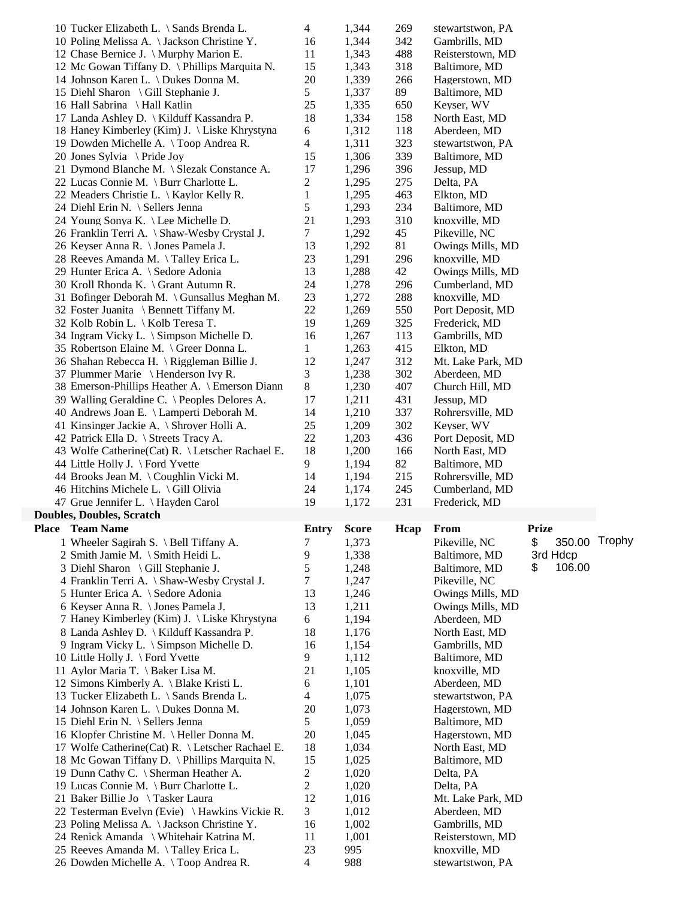| Place | Team Name | Entry | Score | Hcap | From |
|---|---|---|---|---|---|
| 10 | Tucker Elizabeth L. \ Sands Brenda L. | 4 | 1,344 | 269 | stewartstwon, PA |
| 10 | Poling Melissa A. \ Jackson Christine Y. | 16 | 1,344 | 342 | Gambrills, MD |
| 12 | Chase Bernice J. \ Murphy Marion E. | 11 | 1,343 | 488 | Reisterstown, MD |
| 12 | Mc Gowan Tiffany D. \ Phillips Marquita N. | 15 | 1,343 | 318 | Baltimore, MD |
| 14 | Johnson Karen L. \ Dukes Donna M. | 20 | 1,339 | 266 | Hagerstown, MD |
| 15 | Diehl Sharon \ Gill Stephanie J. | 5 | 1,337 | 89 | Baltimore, MD |
| 16 | Hall Sabrina \ Hall Katlin | 25 | 1,335 | 650 | Keyser, WV |
| 17 | Landa Ashley D. \ Kilduff Kassandra P. | 18 | 1,334 | 158 | North East, MD |
| 18 | Haney Kimberley (Kim) J. \ Liske Khrystyna | 6 | 1,312 | 118 | Aberdeen, MD |
| 19 | Dowden Michelle A. \ Toop Andrea R. | 4 | 1,311 | 323 | stewartstwon, PA |
| 20 | Jones Sylvia \ Pride Joy | 15 | 1,306 | 339 | Baltimore, MD |
| 21 | Dymond Blanche M. \ Slezak Constance A. | 17 | 1,296 | 396 | Jessup, MD |
| 22 | Lucas Connie M. \ Burr Charlotte L. | 2 | 1,295 | 275 | Delta, PA |
| 22 | Meaders Christie L. \ Kaylor Kelly R. | 1 | 1,295 | 463 | Elkton, MD |
| 24 | Diehl Erin N. \ Sellers Jenna | 5 | 1,293 | 234 | Baltimore, MD |
| 24 | Young Sonya K. \ Lee Michelle D. | 21 | 1,293 | 310 | knoxville, MD |
| 26 | Franklin Terri A. \ Shaw-Wesby Crystal J. | 7 | 1,292 | 45 | Pikeville, NC |
| 26 | Keyser Anna R. \ Jones Pamela J. | 13 | 1,292 | 81 | Owings Mills, MD |
| 28 | Reeves Amanda M. \ Talley Erica L. | 23 | 1,291 | 296 | knoxville, MD |
| 29 | Hunter Erica A. \ Sedore Adonia | 13 | 1,288 | 42 | Owings Mills, MD |
| 30 | Kroll Rhonda K. \ Grant Autumn R. | 24 | 1,278 | 296 | Cumberland, MD |
| 31 | Bofinger Deborah M. \ Gunsallus Meghan M. | 23 | 1,272 | 288 | knoxville, MD |
| 32 | Foster Juanita \ Bennett Tiffany M. | 22 | 1,269 | 550 | Port Deposit, MD |
| 32 | Kolb Robin L. \ Kolb Teresa T. | 19 | 1,269 | 325 | Frederick, MD |
| 34 | Ingram Vicky L. \ Simpson Michelle D. | 16 | 1,267 | 113 | Gambrills, MD |
| 35 | Robertson Elaine M. \ Greer Donna L. | 1 | 1,263 | 415 | Elkton, MD |
| 36 | Shahan Rebecca H. \ Riggleman Billie J. | 12 | 1,247 | 312 | Mt. Lake Park, MD |
| 37 | Plummer Marie \ Henderson Ivy R. | 3 | 1,238 | 302 | Aberdeen, MD |
| 38 | Emerson-Phillips Heather A. \ Emerson Diann | 8 | 1,230 | 407 | Church Hill, MD |
| 39 | Walling Geraldine C. \ Peoples Delores A. | 17 | 1,211 | 431 | Jessup, MD |
| 40 | Andrews Joan E. \ Lamperti Deborah M. | 14 | 1,210 | 337 | Rohrersville, MD |
| 41 | Kinsinger Jackie A. \ Shroyer Holli A. | 25 | 1,209 | 302 | Keyser, WV |
| 42 | Patrick Ella D. \ Streets Tracy A. | 22 | 1,203 | 436 | Port Deposit, MD |
| 43 | Wolfe Catherine(Cat) R. \ Letscher Rachael E. | 18 | 1,200 | 166 | North East, MD |
| 44 | Little Holly J. \ Ford Yvette | 9 | 1,194 | 82 | Baltimore, MD |
| 44 | Brooks Jean M. \ Coughlin Vicki M. | 14 | 1,194 | 215 | Rohrersville, MD |
| 46 | Hitchins Michele L. \ Gill Olivia | 24 | 1,174 | 245 | Cumberland, MD |
| 47 | Grue Jennifer L. \ Hayden Carol | 19 | 1,172 | 231 | Frederick, MD |

**Doubles, Doubles, Scratch**

| Place | Team Name | Entry | Score | Hcap | From | Prize | |
|---|---|---|---|---|---|---|---|
| 1 | Wheeler Sagirah S. \ Bell Tiffany A. | 7 | 1,373 | | Pikeville, NC | $ 350.00 | Trophy |
| 2 | Smith Jamie M. \ Smith Heidi L. | 9 | 1,338 | | Baltimore, MD | 3rd Hdcp | |
| 3 | Diehl Sharon \ Gill Stephanie J. | 5 | 1,248 | | Baltimore, MD | $ 106.00 | |
| 4 | Franklin Terri A. \ Shaw-Wesby Crystal J. | 7 | 1,247 | | Pikeville, NC | | |
| 5 | Hunter Erica A. \ Sedore Adonia | 13 | 1,246 | | Owings Mills, MD | | |
| 6 | Keyser Anna R. \ Jones Pamela J. | 13 | 1,211 | | Owings Mills, MD | | |
| 7 | Haney Kimberley (Kim) J. \ Liske Khrystyna | 6 | 1,194 | | Aberdeen, MD | | |
| 8 | Landa Ashley D. \ Kilduff Kassandra P. | 18 | 1,176 | | North East, MD | | |
| 9 | Ingram Vicky L. \ Simpson Michelle D. | 16 | 1,154 | | Gambrills, MD | | |
| 10 | Little Holly J. \ Ford Yvette | 9 | 1,112 | | Baltimore, MD | | |
| 11 | Aylor Maria T. \ Baker Lisa M. | 21 | 1,105 | | knoxville, MD | | |
| 12 | Simons Kimberly A. \ Blake Kristi L. | 6 | 1,101 | | Aberdeen, MD | | |
| 13 | Tucker Elizabeth L. \ Sands Brenda L. | 4 | 1,075 | | stewartstwon, PA | | |
| 14 | Johnson Karen L. \ Dukes Donna M. | 20 | 1,073 | | Hagerstown, MD | | |
| 15 | Diehl Erin N. \ Sellers Jenna | 5 | 1,059 | | Baltimore, MD | | |
| 16 | Klopfer Christine M. \ Heller Donna M. | 20 | 1,045 | | Hagerstown, MD | | |
| 17 | Wolfe Catherine(Cat) R. \ Letscher Rachael E. | 18 | 1,034 | | North East, MD | | |
| 18 | Mc Gowan Tiffany D. \ Phillips Marquita N. | 15 | 1,025 | | Baltimore, MD | | |
| 19 | Dunn Cathy C. \ Sherman Heather A. | 2 | 1,020 | | Delta, PA | | |
| 19 | Lucas Connie M. \ Burr Charlotte L. | 2 | 1,020 | | Delta, PA | | |
| 21 | Baker Billie Jo \ Tasker Laura | 12 | 1,016 | | Mt. Lake Park, MD | | |
| 22 | Testerman Evelyn (Evie) \ Hawkins Vickie R. | 3 | 1,012 | | Aberdeen, MD | | |
| 23 | Poling Melissa A. \ Jackson Christine Y. | 16 | 1,002 | | Gambrills, MD | | |
| 24 | Renick Amanda \ Whitehair Katrina M. | 11 | 1,001 | | Reisterstown, MD | | |
| 25 | Reeves Amanda M. \ Talley Erica L. | 23 | 995 | | knoxville, MD | | |
| 26 | Dowden Michelle A. \ Toop Andrea R. | 4 | 988 | | stewartstwon, PA | | |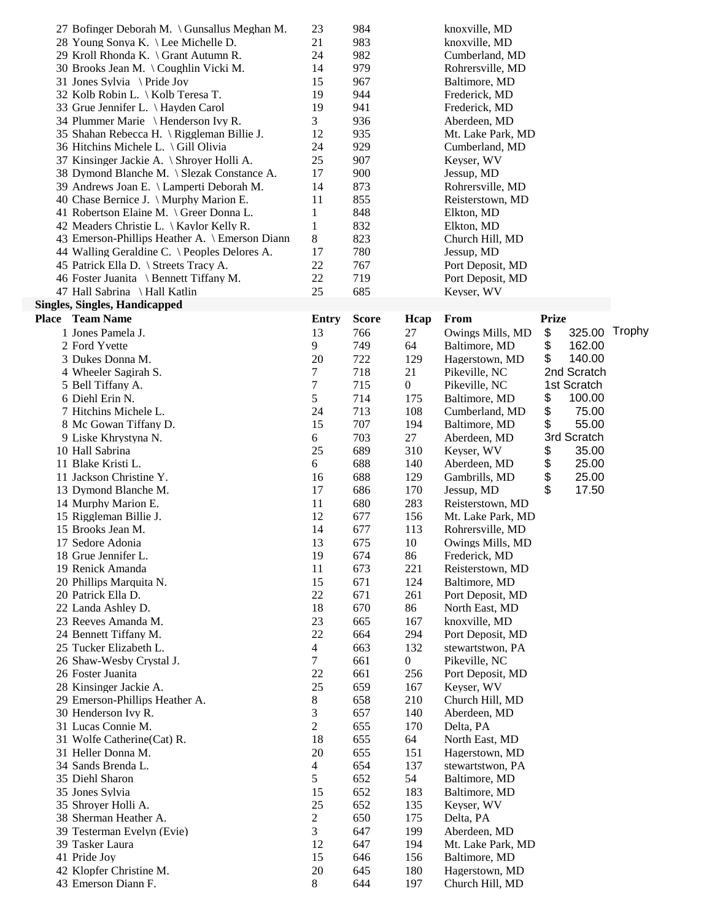| Place | Team Name | Entry | Score | From |
|---|---|---|---|---|
| 27 | Bofinger Deborah M. \ Gunsallus Meghan M. | 23 | 984 | knoxville, MD |
| 28 | Young Sonya K. \ Lee Michelle D. | 21 | 983 | knoxville, MD |
| 29 | Kroll Rhonda K. \ Grant Autumn R. | 24 | 982 | Cumberland, MD |
| 30 | Brooks Jean M. \ Coughlin Vicki M. | 14 | 979 | Rohrersville, MD |
| 31 | Jones Sylvia \ Pride Joy | 15 | 967 | Baltimore, MD |
| 32 | Kolb Robin L. \ Kolb Teresa T. | 19 | 944 | Frederick, MD |
| 33 | Grue Jennifer L. \ Hayden Carol | 19 | 941 | Frederick, MD |
| 34 | Plummer Marie \ Henderson Ivy R. | 3 | 936 | Aberdeen, MD |
| 35 | Shahan Rebecca H. \ Riggleman Billie J. | 12 | 935 | Mt. Lake Park, MD |
| 36 | Hitchins Michele L. \ Gill Olivia | 24 | 929 | Cumberland, MD |
| 37 | Kinsinger Jackie A. \ Shroyer Holli A. | 25 | 907 | Keyser, WV |
| 38 | Dymond Blanche M. \ Slezak Constance A. | 17 | 900 | Jessup, MD |
| 39 | Andrews Joan E. \ Lamperti Deborah M. | 14 | 873 | Rohrersville, MD |
| 40 | Chase Bernice J. \ Murphy Marion E. | 11 | 855 | Reisterstown, MD |
| 41 | Robertson Elaine M. \ Greer Donna L. | 1 | 848 | Elkton, MD |
| 42 | Meaders Christie L. \ Kaylor Kelly R. | 1 | 832 | Elkton, MD |
| 43 | Emerson-Phillips Heather A. \ Emerson Diann | 8 | 823 | Church Hill, MD |
| 44 | Walling Geraldine C. \ Peoples Delores A. | 17 | 780 | Jessup, MD |
| 45 | Patrick Ella D. \ Streets Tracy A. | 22 | 767 | Port Deposit, MD |
| 46 | Foster Juanita \ Bennett Tiffany M. | 22 | 719 | Port Deposit, MD |
| 47 | Hall Sabrina \ Hall Katlin | 25 | 685 | Keyser, WV |

**Singles, Singles, Handicapped**

| Place | Team Name | Entry | Score | Hcap | From | Prize | |
|---|---|---|---|---|---|---|---|
| 1 | Jones Pamela J. | 13 | 766 | 27 | Owings Mills, MD | $ 325.00 | Trophy |
| 2 | Ford Yvette | 9 | 749 | 64 | Baltimore, MD | $ 162.00 | |
| 3 | Dukes Donna M. | 20 | 722 | 129 | Hagerstown, MD | $ 140.00 | |
| 4 | Wheeler Sagirah S. | 7 | 718 | 21 | Pikeville, NC | 2nd Scratch | |
| 5 | Bell Tiffany A. | 7 | 715 | 0 | Pikeville, NC | 1st Scratch | |
| 6 | Diehl Erin N. | 5 | 714 | 175 | Baltimore, MD | $ 100.00 | |
| 7 | Hitchins Michele L. | 24 | 713 | 108 | Cumberland, MD | $ 75.00 | |
| 8 | Mc Gowan Tiffany D. | 15 | 707 | 194 | Baltimore, MD | $ 55.00 | |
| 9 | Liske Khrystyna N. | 6 | 703 | 27 | Aberdeen, MD | 3rd Scratch | |
| 10 | Hall Sabrina | 25 | 689 | 310 | Keyser, WV | $ 35.00 | |
| 11 | Blake Kristi L. | 6 | 688 | 140 | Aberdeen, MD | $ 25.00 | |
| 11 | Jackson Christine Y. | 16 | 688 | 129 | Gambrills, MD | $ 25.00 | |
| 13 | Dymond Blanche M. | 17 | 686 | 170 | Jessup, MD | $ 17.50 | |
| 14 | Murphy Marion E. | 11 | 680 | 283 | Reisterstown, MD | | |
| 15 | Riggleman Billie J. | 12 | 677 | 156 | Mt. Lake Park, MD | | |
| 15 | Brooks Jean M. | 14 | 677 | 113 | Rohrersville, MD | | |
| 17 | Sedore Adonia | 13 | 675 | 10 | Owings Mills, MD | | |
| 18 | Grue Jennifer L. | 19 | 674 | 86 | Frederick, MD | | |
| 19 | Renick Amanda | 11 | 673 | 221 | Reisterstown, MD | | |
| 20 | Phillips Marquita N. | 15 | 671 | 124 | Baltimore, MD | | |
| 20 | Patrick Ella D. | 22 | 671 | 261 | Port Deposit, MD | | |
| 22 | Landa Ashley D. | 18 | 670 | 86 | North East, MD | | |
| 23 | Reeves Amanda M. | 23 | 665 | 167 | knoxville, MD | | |
| 24 | Bennett Tiffany M. | 22 | 664 | 294 | Port Deposit, MD | | |
| 25 | Tucker Elizabeth L. | 4 | 663 | 132 | stewartstwon, PA | | |
| 26 | Shaw-Wesby Crystal J. | 7 | 661 | 0 | Pikeville, NC | | |
| 26 | Foster Juanita | 22 | 661 | 256 | Port Deposit, MD | | |
| 28 | Kinsinger Jackie A. | 25 | 659 | 167 | Keyser, WV | | |
| 29 | Emerson-Phillips Heather A. | 8 | 658 | 210 | Church Hill, MD | | |
| 30 | Henderson Ivy R. | 3 | 657 | 140 | Aberdeen, MD | | |
| 31 | Lucas Connie M. | 2 | 655 | 170 | Delta, PA | | |
| 31 | Wolfe Catherine(Cat) R. | 18 | 655 | 64 | North East, MD | | |
| 31 | Heller Donna M. | 20 | 655 | 151 | Hagerstown, MD | | |
| 34 | Sands Brenda L. | 4 | 654 | 137 | stewartstwon, PA | | |
| 35 | Diehl Sharon | 5 | 652 | 54 | Baltimore, MD | | |
| 35 | Jones Sylvia | 15 | 652 | 183 | Baltimore, MD | | |
| 35 | Shroyer Holli A. | 25 | 652 | 135 | Keyser, WV | | |
| 38 | Sherman Heather A. | 2 | 650 | 175 | Delta, PA | | |
| 39 | Testerman Evelyn (Evie) | 3 | 647 | 199 | Aberdeen, MD | | |
| 39 | Tasker Laura | 12 | 647 | 194 | Mt. Lake Park, MD | | |
| 41 | Pride Joy | 15 | 646 | 156 | Baltimore, MD | | |
| 42 | Klopfer Christine M. | 20 | 645 | 180 | Hagerstown, MD | | |
| 43 | Emerson Diann F. | 8 | 644 | 197 | Church Hill, MD | | |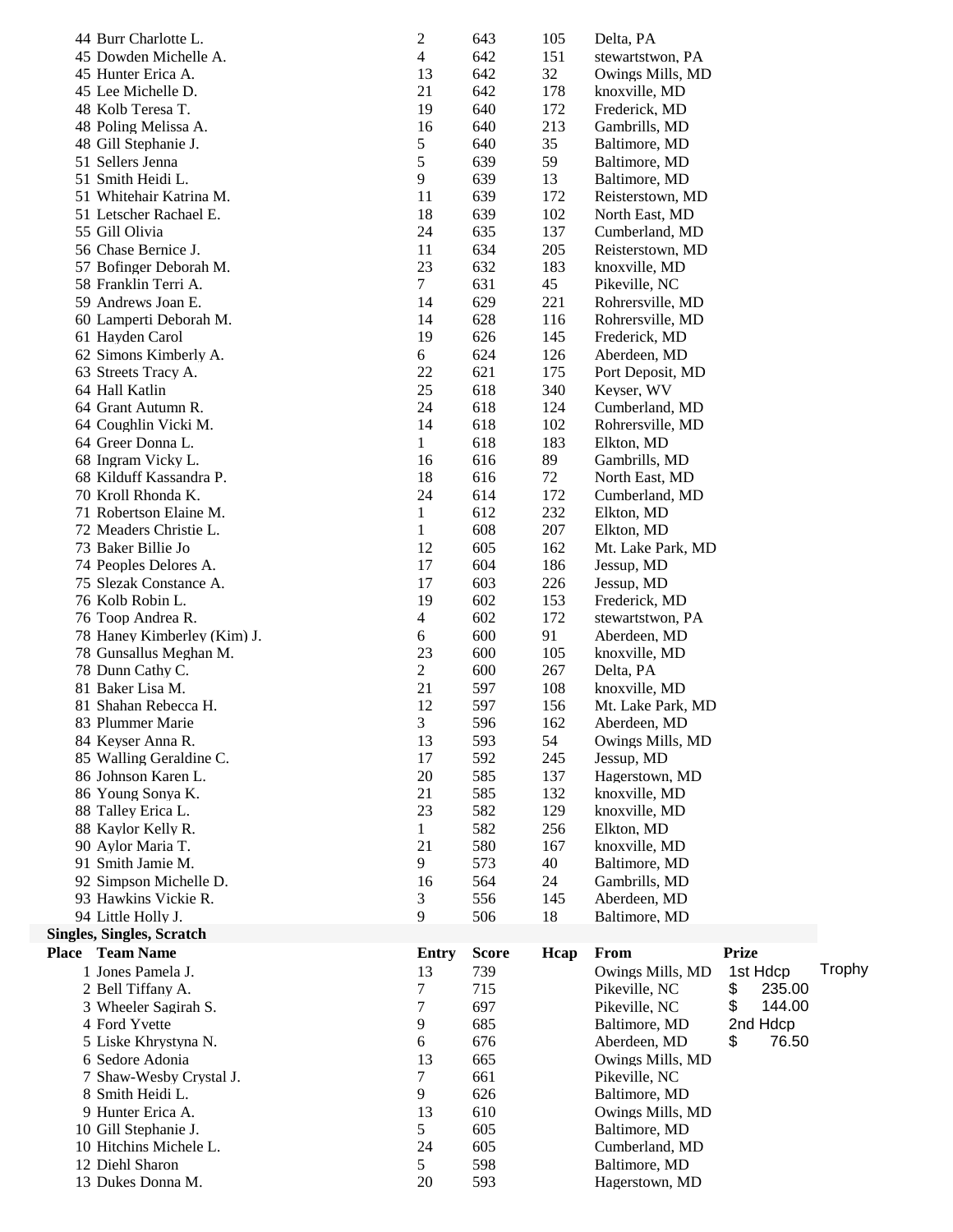| Place | Team Name | Entry | Score | Hcap | From |
|---|---|---|---|---|---|
| 44 | Burr Charlotte L. | 2 | 643 | 105 | Delta, PA |
| 45 | Dowden Michelle A. | 4 | 642 | 151 | stewartstwon, PA |
| 45 | Hunter Erica A. | 13 | 642 | 32 | Owings Mills, MD |
| 45 | Lee Michelle D. | 21 | 642 | 178 | knoxville, MD |
| 48 | Kolb Teresa T. | 19 | 640 | 172 | Frederick, MD |
| 48 | Poling Melissa A. | 16 | 640 | 213 | Gambrills, MD |
| 48 | Gill Stephanie J. | 5 | 640 | 35 | Baltimore, MD |
| 51 | Sellers Jenna | 5 | 639 | 59 | Baltimore, MD |
| 51 | Smith Heidi L. | 9 | 639 | 13 | Baltimore, MD |
| 51 | Whitehair Katrina M. | 11 | 639 | 172 | Reisterstown, MD |
| 51 | Letscher Rachael E. | 18 | 639 | 102 | North East, MD |
| 55 | Gill Olivia | 24 | 635 | 137 | Cumberland, MD |
| 56 | Chase Bernice J. | 11 | 634 | 205 | Reisterstown, MD |
| 57 | Bofinger Deborah M. | 23 | 632 | 183 | knoxville, MD |
| 58 | Franklin Terri A. | 7 | 631 | 45 | Pikeville, NC |
| 59 | Andrews Joan E. | 14 | 629 | 221 | Rohrersville, MD |
| 60 | Lamperti Deborah M. | 14 | 628 | 116 | Rohrersville, MD |
| 61 | Hayden Carol | 19 | 626 | 145 | Frederick, MD |
| 62 | Simons Kimberly A. | 6 | 624 | 126 | Aberdeen, MD |
| 63 | Streets Tracy A. | 22 | 621 | 175 | Port Deposit, MD |
| 64 | Hall Katlin | 25 | 618 | 340 | Keyser, WV |
| 64 | Grant Autumn R. | 24 | 618 | 124 | Cumberland, MD |
| 64 | Coughlin Vicki M. | 14 | 618 | 102 | Rohrersville, MD |
| 64 | Greer Donna L. | 1 | 618 | 183 | Elkton, MD |
| 68 | Ingram Vicky L. | 16 | 616 | 89 | Gambrills, MD |
| 68 | Kilduff Kassandra P. | 18 | 616 | 72 | North East, MD |
| 70 | Kroll Rhonda K. | 24 | 614 | 172 | Cumberland, MD |
| 71 | Robertson Elaine M. | 1 | 612 | 232 | Elkton, MD |
| 72 | Meaders Christie L. | 1 | 608 | 207 | Elkton, MD |
| 73 | Baker Billie Jo | 12 | 605 | 162 | Mt. Lake Park, MD |
| 74 | Peoples Delores A. | 17 | 604 | 186 | Jessup, MD |
| 75 | Slezak Constance A. | 17 | 603 | 226 | Jessup, MD |
| 76 | Kolb Robin L. | 19 | 602 | 153 | Frederick, MD |
| 76 | Toop Andrea R. | 4 | 602 | 172 | stewartstwon, PA |
| 78 | Haney Kimberley (Kim) J. | 6 | 600 | 91 | Aberdeen, MD |
| 78 | Gunsallus Meghan M. | 23 | 600 | 105 | knoxville, MD |
| 78 | Dunn Cathy C. | 2 | 600 | 267 | Delta, PA |
| 81 | Baker Lisa M. | 21 | 597 | 108 | knoxville, MD |
| 81 | Shahan Rebecca H. | 12 | 597 | 156 | Mt. Lake Park, MD |
| 83 | Plummer Marie | 3 | 596 | 162 | Aberdeen, MD |
| 84 | Keyser Anna R. | 13 | 593 | 54 | Owings Mills, MD |
| 85 | Walling Geraldine C. | 17 | 592 | 245 | Jessup, MD |
| 86 | Johnson Karen L. | 20 | 585 | 137 | Hagerstown, MD |
| 86 | Young Sonya K. | 21 | 585 | 132 | knoxville, MD |
| 88 | Talley Erica L. | 23 | 582 | 129 | knoxville, MD |
| 88 | Kaylor Kelly R. | 1 | 582 | 256 | Elkton, MD |
| 90 | Aylor Maria T. | 21 | 580 | 167 | knoxville, MD |
| 91 | Smith Jamie M. | 9 | 573 | 40 | Baltimore, MD |
| 92 | Simpson Michelle D. | 16 | 564 | 24 | Gambrills, MD |
| 93 | Hawkins Vickie R. | 3 | 556 | 145 | Aberdeen, MD |
| 94 | Little Holly J. | 9 | 506 | 18 | Baltimore, MD |

**Singles, Singles, Scratch**

| Place | Team Name | Entry | Score | Hcap | From | Prize | |
|---|---|---|---|---|---|---|---|
| 1 | Jones Pamela J. | 13 | 739 | | Owings Mills, MD | 1st Hdcp | Trophy |
| 2 | Bell Tiffany A. | 7 | 715 | | Pikeville, NC | $ 235.00 | |
| 3 | Wheeler Sagirah S. | 7 | 697 | | Pikeville, NC | $ 144.00 | |
| 4 | Ford Yvette | 9 | 685 | | Baltimore, MD | 2nd Hdcp | |
| 5 | Liske Khrystyna N. | 6 | 676 | | Aberdeen, MD | $ 76.50 | |
| 6 | Sedore Adonia | 13 | 665 | | Owings Mills, MD | | |
| 7 | Shaw-Wesby Crystal J. | 7 | 661 | | Pikeville, NC | | |
| 8 | Smith Heidi L. | 9 | 626 | | Baltimore, MD | | |
| 9 | Hunter Erica A. | 13 | 610 | | Owings Mills, MD | | |
| 10 | Gill Stephanie J. | 5 | 605 | | Baltimore, MD | | |
| 10 | Hitchins Michele L. | 24 | 605 | | Cumberland, MD | | |
| 12 | Diehl Sharon | 5 | 598 | | Baltimore, MD | | |
| 13 | Dukes Donna M. | 20 | 593 | | Hagerstown, MD | | |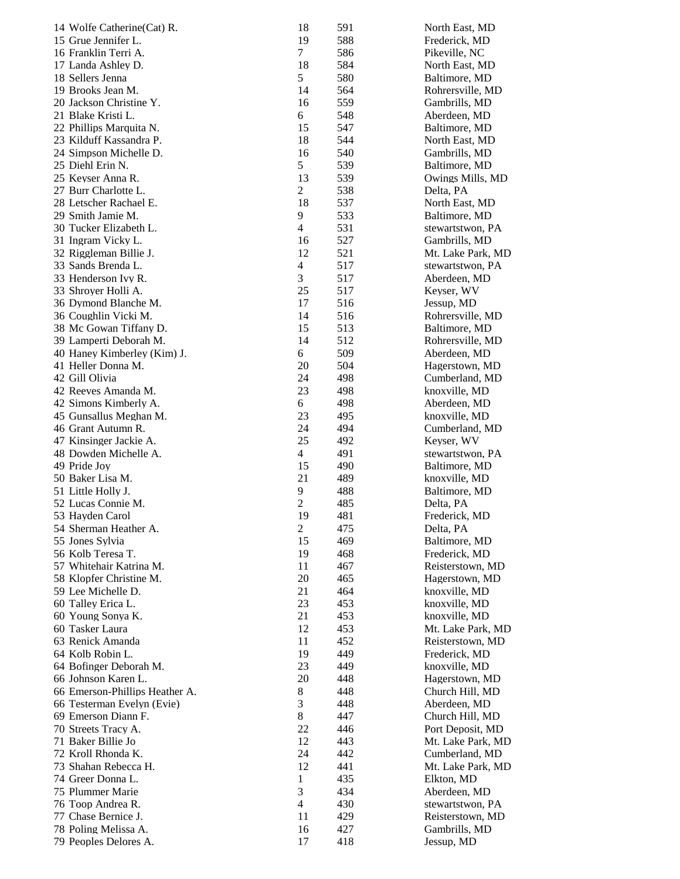| | | | |
|---|---|---|---|
| 14 Wolfe Catherine(Cat) R. | 18 | 591 | North East, MD |
| 15 Grue Jennifer L. | 19 | 588 | Frederick, MD |
| 16 Franklin Terri A. | 7 | 586 | Pikeville, NC |
| 17 Landa Ashley D. | 18 | 584 | North East, MD |
| 18 Sellers Jenna | 5 | 580 | Baltimore, MD |
| 19 Brooks Jean M. | 14 | 564 | Rohrersville, MD |
| 20 Jackson Christine Y. | 16 | 559 | Gambrills, MD |
| 21 Blake Kristi L. | 6 | 548 | Aberdeen, MD |
| 22 Phillips Marquita N. | 15 | 547 | Baltimore, MD |
| 23 Kilduff Kassandra P. | 18 | 544 | North East, MD |
| 24 Simpson Michelle D. | 16 | 540 | Gambrills, MD |
| 25 Diehl Erin N. | 5 | 539 | Baltimore, MD |
| 25 Keyser Anna R. | 13 | 539 | Owings Mills, MD |
| 27 Burr Charlotte L. | 2 | 538 | Delta, PA |
| 28 Letscher Rachael E. | 18 | 537 | North East, MD |
| 29 Smith Jamie M. | 9 | 533 | Baltimore, MD |
| 30 Tucker Elizabeth L. | 4 | 531 | stewartstwon, PA |
| 31 Ingram Vicky L. | 16 | 527 | Gambrills, MD |
| 32 Riggleman Billie J. | 12 | 521 | Mt. Lake Park, MD |
| 33 Sands Brenda L. | 4 | 517 | stewartstwon, PA |
| 33 Henderson Ivy R. | 3 | 517 | Aberdeen, MD |
| 33 Shroyer Holli A. | 25 | 517 | Keyser, WV |
| 36 Dymond Blanche M. | 17 | 516 | Jessup, MD |
| 36 Coughlin Vicki M. | 14 | 516 | Rohrersville, MD |
| 38 Mc Gowan Tiffany D. | 15 | 513 | Baltimore, MD |
| 39 Lamperti Deborah M. | 14 | 512 | Rohrersville, MD |
| 40 Haney Kimberley (Kim) J. | 6 | 509 | Aberdeen, MD |
| 41 Heller Donna M. | 20 | 504 | Hagerstown, MD |
| 42 Gill Olivia | 24 | 498 | Cumberland, MD |
| 42 Reeves Amanda M. | 23 | 498 | knoxville, MD |
| 42 Simons Kimberly A. | 6 | 498 | Aberdeen, MD |
| 45 Gunsallus Meghan M. | 23 | 495 | knoxville, MD |
| 46 Grant Autumn R. | 24 | 494 | Cumberland, MD |
| 47 Kinsinger Jackie A. | 25 | 492 | Keyser, WV |
| 48 Dowden Michelle A. | 4 | 491 | stewartstwon, PA |
| 49 Pride Joy | 15 | 490 | Baltimore, MD |
| 50 Baker Lisa M. | 21 | 489 | knoxville, MD |
| 51 Little Holly J. | 9 | 488 | Baltimore, MD |
| 52 Lucas Connie M. | 2 | 485 | Delta, PA |
| 53 Hayden Carol | 19 | 481 | Frederick, MD |
| 54 Sherman Heather A. | 2 | 475 | Delta, PA |
| 55 Jones Sylvia | 15 | 469 | Baltimore, MD |
| 56 Kolb Teresa T. | 19 | 468 | Frederick, MD |
| 57 Whitehair Katrina M. | 11 | 467 | Reisterstown, MD |
| 58 Klopfer Christine M. | 20 | 465 | Hagerstown, MD |
| 59 Lee Michelle D. | 21 | 464 | knoxville, MD |
| 60 Talley Erica L. | 23 | 453 | knoxville, MD |
| 60 Young Sonya K. | 21 | 453 | knoxville, MD |
| 60 Tasker Laura | 12 | 453 | Mt. Lake Park, MD |
| 63 Renick Amanda | 11 | 452 | Reisterstown, MD |
| 64 Kolb Robin L. | 19 | 449 | Frederick, MD |
| 64 Bofinger Deborah M. | 23 | 449 | knoxville, MD |
| 66 Johnson Karen L. | 20 | 448 | Hagerstown, MD |
| 66 Emerson-Phillips Heather A. | 8 | 448 | Church Hill, MD |
| 66 Testerman Evelyn (Evie) | 3 | 448 | Aberdeen, MD |
| 69 Emerson Diann F. | 8 | 447 | Church Hill, MD |
| 70 Streets Tracy A. | 22 | 446 | Port Deposit, MD |
| 71 Baker Billie Jo | 12 | 443 | Mt. Lake Park, MD |
| 72 Kroll Rhonda K. | 24 | 442 | Cumberland, MD |
| 73 Shahan Rebecca H. | 12 | 441 | Mt. Lake Park, MD |
| 74 Greer Donna L. | 1 | 435 | Elkton, MD |
| 75 Plummer Marie | 3 | 434 | Aberdeen, MD |
| 76 Toop Andrea R. | 4 | 430 | stewartstwon, PA |
| 77 Chase Bernice J. | 11 | 429 | Reisterstown, MD |
| 78 Poling Melissa A. | 16 | 427 | Gambrills, MD |
| 79 Peoples Delores A. | 17 | 418 | Jessup, MD |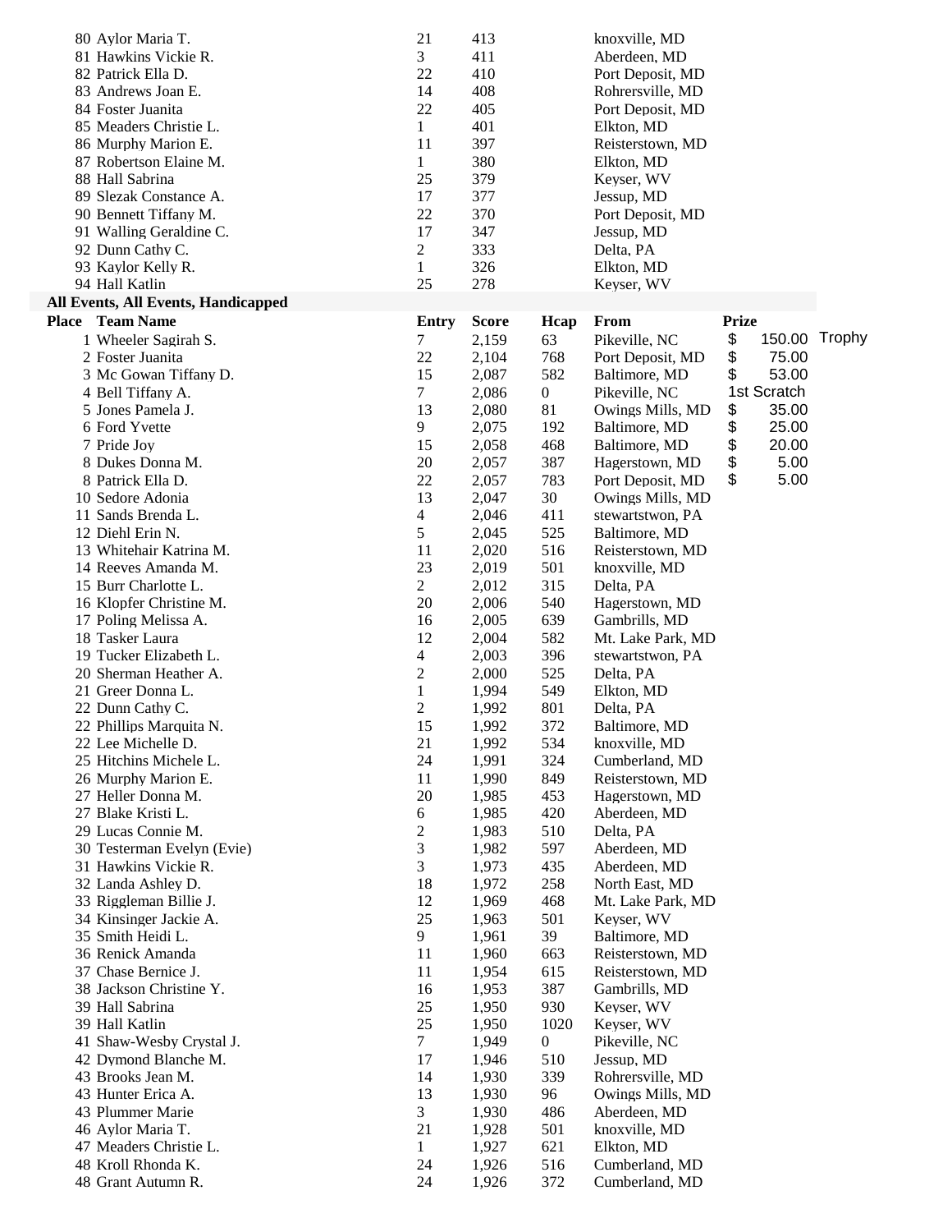| Place | Name | Entry | Score | | From | |
|---|---|---|---|---|---|---|
| 80 | Aylor Maria T. | 21 | 413 | | knoxville, MD | |
| 81 | Hawkins Vickie R. | 3 | 411 | | Aberdeen, MD | |
| 82 | Patrick Ella D. | 22 | 410 | | Port Deposit, MD | |
| 83 | Andrews Joan E. | 14 | 408 | | Rohrersville, MD | |
| 84 | Foster Juanita | 22 | 405 | | Port Deposit, MD | |
| 85 | Meaders Christie L. | 1 | 401 | | Elkton, MD | |
| 86 | Murphy Marion E. | 11 | 397 | | Reisterstown, MD | |
| 87 | Robertson Elaine M. | 1 | 380 | | Elkton, MD | |
| 88 | Hall Sabrina | 25 | 379 | | Keyser, WV | |
| 89 | Slezak Constance A. | 17 | 377 | | Jessup, MD | |
| 90 | Bennett Tiffany M. | 22 | 370 | | Port Deposit, MD | |
| 91 | Walling Geraldine C. | 17 | 347 | | Jessup, MD | |
| 92 | Dunn Cathy C. | 2 | 333 | | Delta, PA | |
| 93 | Kaylor Kelly R. | 1 | 326 | | Elkton, MD | |
| 94 | Hall Katlin | 25 | 278 | | Keyser, WV | |

## All Events, All Events, Handicapped

| Place | Team Name | Entry | Score | Hcap | From | Prize | |
|---|---|---|---|---|---|---|---|
| 1 | Wheeler Sagirah S. | 7 | 2,159 | 63 | Pikeville, NC | $ 150.00 | Trophy |
| 2 | Foster Juanita | 22 | 2,104 | 768 | Port Deposit, MD | $ 75.00 | |
| 3 | Mc Gowan Tiffany D. | 15 | 2,087 | 582 | Baltimore, MD | $ 53.00 | |
| 4 | Bell Tiffany A. | 7 | 2,086 | 0 | Pikeville, NC | 1st Scratch | |
| 5 | Jones Pamela J. | 13 | 2,080 | 81 | Owings Mills, MD | $ 35.00 | |
| 6 | Ford Yvette | 9 | 2,075 | 192 | Baltimore, MD | $ 25.00 | |
| 7 | Pride Joy | 15 | 2,058 | 468 | Baltimore, MD | $ 20.00 | |
| 8 | Dukes Donna M. | 20 | 2,057 | 387 | Hagerstown, MD | $ 5.00 | |
| 8 | Patrick Ella D. | 22 | 2,057 | 783 | Port Deposit, MD | $ 5.00 | |
| 10 | Sedore Adonia | 13 | 2,047 | 30 | Owings Mills, MD | | |
| 11 | Sands Brenda L. | 4 | 2,046 | 411 | stewartstwon, PA | | |
| 12 | Diehl Erin N. | 5 | 2,045 | 525 | Baltimore, MD | | |
| 13 | Whitehair Katrina M. | 11 | 2,020 | 516 | Reisterstown, MD | | |
| 14 | Reeves Amanda M. | 23 | 2,019 | 501 | knoxville, MD | | |
| 15 | Burr Charlotte L. | 2 | 2,012 | 315 | Delta, PA | | |
| 16 | Klopfer Christine M. | 20 | 2,006 | 540 | Hagerstown, MD | | |
| 17 | Poling Melissa A. | 16 | 2,005 | 639 | Gambrills, MD | | |
| 18 | Tasker Laura | 12 | 2,004 | 582 | Mt. Lake Park, MD | | |
| 19 | Tucker Elizabeth L. | 4 | 2,003 | 396 | stewartstwon, PA | | |
| 20 | Sherman Heather A. | 2 | 2,000 | 525 | Delta, PA | | |
| 21 | Greer Donna L. | 1 | 1,994 | 549 | Elkton, MD | | |
| 22 | Dunn Cathy C. | 2 | 1,992 | 801 | Delta, PA | | |
| 22 | Phillips Marquita N. | 15 | 1,992 | 372 | Baltimore, MD | | |
| 22 | Lee Michelle D. | 21 | 1,992 | 534 | knoxville, MD | | |
| 25 | Hitchins Michele L. | 24 | 1,991 | 324 | Cumberland, MD | | |
| 26 | Murphy Marion E. | 11 | 1,990 | 849 | Reisterstown, MD | | |
| 27 | Heller Donna M. | 20 | 1,985 | 453 | Hagerstown, MD | | |
| 27 | Blake Kristi L. | 6 | 1,985 | 420 | Aberdeen, MD | | |
| 29 | Lucas Connie M. | 2 | 1,983 | 510 | Delta, PA | | |
| 30 | Testerman Evelyn (Evie) | 3 | 1,982 | 597 | Aberdeen, MD | | |
| 31 | Hawkins Vickie R. | 3 | 1,973 | 435 | Aberdeen, MD | | |
| 32 | Landa Ashley D. | 18 | 1,972 | 258 | North East, MD | | |
| 33 | Riggleman Billie J. | 12 | 1,969 | 468 | Mt. Lake Park, MD | | |
| 34 | Kinsinger Jackie A. | 25 | 1,963 | 501 | Keyser, WV | | |
| 35 | Smith Heidi L. | 9 | 1,961 | 39 | Baltimore, MD | | |
| 36 | Renick Amanda | 11 | 1,960 | 663 | Reisterstown, MD | | |
| 37 | Chase Bernice J. | 11 | 1,954 | 615 | Reisterstown, MD | | |
| 38 | Jackson Christine Y. | 16 | 1,953 | 387 | Gambrills, MD | | |
| 39 | Hall Sabrina | 25 | 1,950 | 930 | Keyser, WV | | |
| 39 | Hall Katlin | 25 | 1,950 | 1020 | Keyser, WV | | |
| 41 | Shaw-Wesby Crystal J. | 7 | 1,949 | 0 | Pikeville, NC | | |
| 42 | Dymond Blanche M. | 17 | 1,946 | 510 | Jessup, MD | | |
| 43 | Brooks Jean M. | 14 | 1,930 | 339 | Rohrersville, MD | | |
| 43 | Hunter Erica A. | 13 | 1,930 | 96 | Owings Mills, MD | | |
| 43 | Plummer Marie | 3 | 1,930 | 486 | Aberdeen, MD | | |
| 46 | Aylor Maria T. | 21 | 1,928 | 501 | knoxville, MD | | |
| 47 | Meaders Christie L. | 1 | 1,927 | 621 | Elkton, MD | | |
| 48 | Kroll Rhonda K. | 24 | 1,926 | 516 | Cumberland, MD | | |
| 48 | Grant Autumn R. | 24 | 1,926 | 372 | Cumberland, MD | | |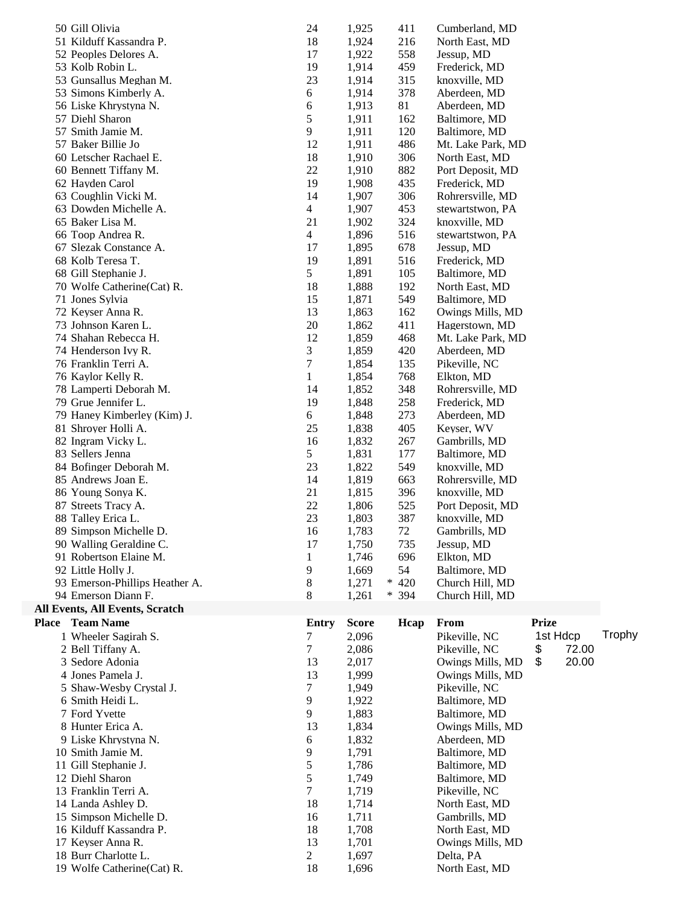| Place | Name | Entry | Score | Hcap | From |
|---|---|---|---|---|---|
| 50 | Gill Olivia | 24 | 1,925 | 411 | Cumberland, MD |
| 51 | Kilduff Kassandra P. | 18 | 1,924 | 216 | North East, MD |
| 52 | Peoples Delores A. | 17 | 1,922 | 558 | Jessup, MD |
| 53 | Kolb Robin L. | 19 | 1,914 | 459 | Frederick, MD |
| 53 | Gunsallus Meghan M. | 23 | 1,914 | 315 | knoxville, MD |
| 53 | Simons Kimberly A. | 6 | 1,914 | 378 | Aberdeen, MD |
| 56 | Liske Khrystyna N. | 6 | 1,913 | 81 | Aberdeen, MD |
| 57 | Diehl Sharon | 5 | 1,911 | 162 | Baltimore, MD |
| 57 | Smith Jamie M. | 9 | 1,911 | 120 | Baltimore, MD |
| 57 | Baker Billie Jo | 12 | 1,911 | 486 | Mt. Lake Park, MD |
| 60 | Letscher Rachael E. | 18 | 1,910 | 306 | North East, MD |
| 60 | Bennett Tiffany M. | 22 | 1,910 | 882 | Port Deposit, MD |
| 62 | Hayden Carol | 19 | 1,908 | 435 | Frederick, MD |
| 63 | Coughlin Vicki M. | 14 | 1,907 | 306 | Rohrersville, MD |
| 63 | Dowden Michelle A. | 4 | 1,907 | 453 | stewartstwon, PA |
| 65 | Baker Lisa M. | 21 | 1,902 | 324 | knoxville, MD |
| 66 | Toop Andrea R. | 4 | 1,896 | 516 | stewartstwon, PA |
| 67 | Slezak Constance A. | 17 | 1,895 | 678 | Jessup, MD |
| 68 | Kolb Teresa T. | 19 | 1,891 | 516 | Frederick, MD |
| 68 | Gill Stephanie J. | 5 | 1,891 | 105 | Baltimore, MD |
| 70 | Wolfe Catherine(Cat) R. | 18 | 1,888 | 192 | North East, MD |
| 71 | Jones Sylvia | 15 | 1,871 | 549 | Baltimore, MD |
| 72 | Keyser Anna R. | 13 | 1,863 | 162 | Owings Mills, MD |
| 73 | Johnson Karen L. | 20 | 1,862 | 411 | Hagerstown, MD |
| 74 | Shahan Rebecca H. | 12 | 1,859 | 468 | Mt. Lake Park, MD |
| 74 | Henderson Ivy R. | 3 | 1,859 | 420 | Aberdeen, MD |
| 76 | Franklin Terri A. | 7 | 1,854 | 135 | Pikeville, NC |
| 76 | Kaylor Kelly R. | 1 | 1,854 | 768 | Elkton, MD |
| 78 | Lamperti Deborah M. | 14 | 1,852 | 348 | Rohrersville, MD |
| 79 | Grue Jennifer L. | 19 | 1,848 | 258 | Frederick, MD |
| 79 | Haney Kimberley (Kim) J. | 6 | 1,848 | 273 | Aberdeen, MD |
| 81 | Shroyer Holli A. | 25 | 1,838 | 405 | Keyser, WV |
| 82 | Ingram Vicky L. | 16 | 1,832 | 267 | Gambrills, MD |
| 83 | Sellers Jenna | 5 | 1,831 | 177 | Baltimore, MD |
| 84 | Bofinger Deborah M. | 23 | 1,822 | 549 | knoxville, MD |
| 85 | Andrews Joan E. | 14 | 1,819 | 663 | Rohrersville, MD |
| 86 | Young Sonya K. | 21 | 1,815 | 396 | knoxville, MD |
| 87 | Streets Tracy A. | 22 | 1,806 | 525 | Port Deposit, MD |
| 88 | Talley Erica L. | 23 | 1,803 | 387 | knoxville, MD |
| 89 | Simpson Michelle D. | 16 | 1,783 | 72 | Gambrills, MD |
| 90 | Walling Geraldine C. | 17 | 1,750 | 735 | Jessup, MD |
| 91 | Robertson Elaine M. | 1 | 1,746 | 696 | Elkton, MD |
| 92 | Little Holly J. | 9 | 1,669 | 54 | Baltimore, MD |
| 93 | Emerson-Phillips Heather A. | 8 | 1,271 | * 420 | Church Hill, MD |
| 94 | Emerson Diann F. | 8 | 1,261 | * 394 | Church Hill, MD |

**All Events, All Events, Scratch**

| Place | Team Name | Entry | Score | Hcap | From | Prize | |
|---|---|---|---|---|---|---|---|
| 1 | Wheeler Sagirah S. | 7 | 2,096 | | Pikeville, NC | 1st Hdcp | Trophy |
| 2 | Bell Tiffany A. | 7 | 2,086 | | Pikeville, NC | $ 72.00 | |
| 3 | Sedore Adonia | 13 | 2,017 | | Owings Mills, MD | $ 20.00 | |
| 4 | Jones Pamela J. | 13 | 1,999 | | Owings Mills, MD | | |
| 5 | Shaw-Wesby Crystal J. | 7 | 1,949 | | Pikeville, NC | | |
| 6 | Smith Heidi L. | 9 | 1,922 | | Baltimore, MD | | |
| 7 | Ford Yvette | 9 | 1,883 | | Baltimore, MD | | |
| 8 | Hunter Erica A. | 13 | 1,834 | | Owings Mills, MD | | |
| 9 | Liske Khrystyna N. | 6 | 1,832 | | Aberdeen, MD | | |
| 10 | Smith Jamie M. | 9 | 1,791 | | Baltimore, MD | | |
| 11 | Gill Stephanie J. | 5 | 1,786 | | Baltimore, MD | | |
| 12 | Diehl Sharon | 5 | 1,749 | | Baltimore, MD | | |
| 13 | Franklin Terri A. | 7 | 1,719 | | Pikeville, NC | | |
| 14 | Landa Ashley D. | 18 | 1,714 | | North East, MD | | |
| 15 | Simpson Michelle D. | 16 | 1,711 | | Gambrills, MD | | |
| 16 | Kilduff Kassandra P. | 18 | 1,708 | | North East, MD | | |
| 17 | Keyser Anna R. | 13 | 1,701 | | Owings Mills, MD | | |
| 18 | Burr Charlotte L. | 2 | 1,697 | | Delta, PA | | |
| 19 | Wolfe Catherine(Cat) R. | 18 | 1,696 | | North East, MD | | |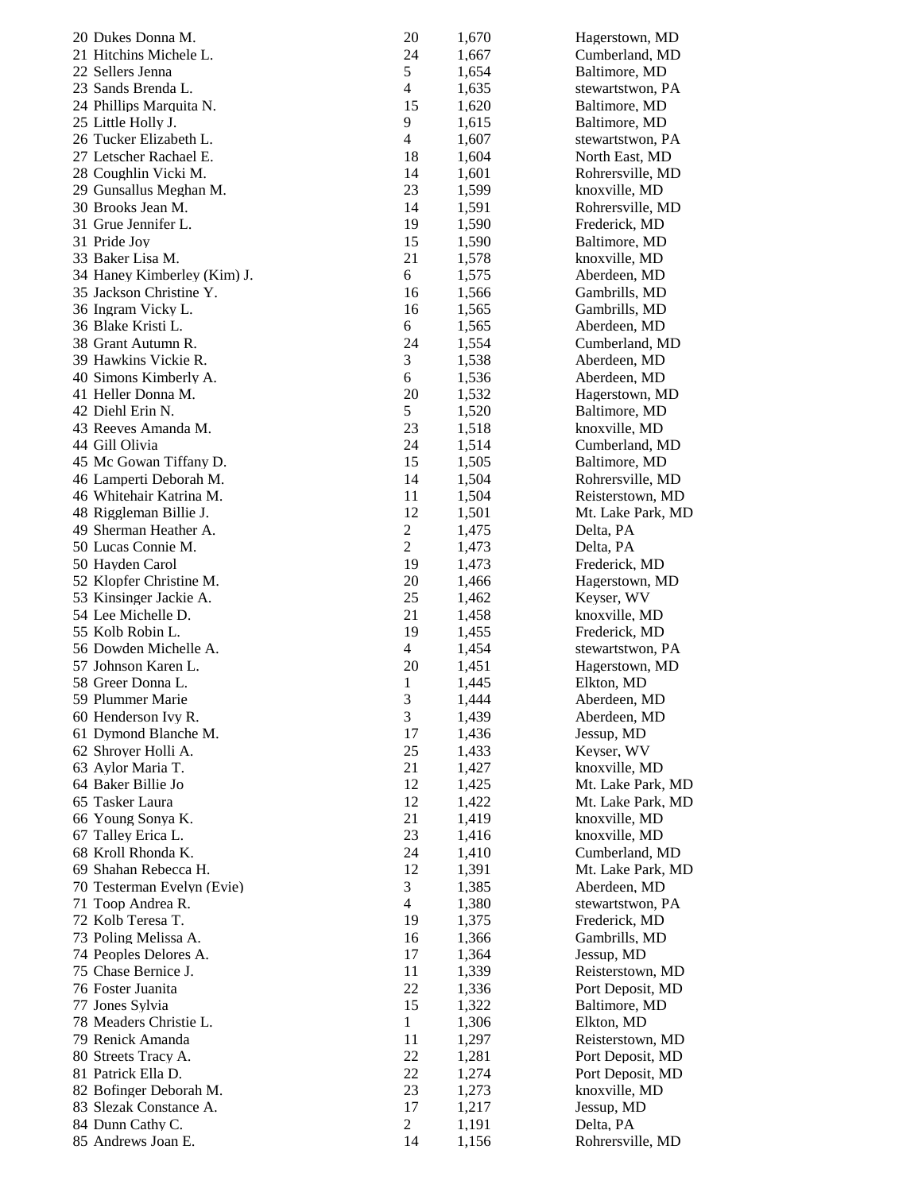| | | | |
|---|---|---|---|
| 20 Dukes Donna M. | 20 | 1,670 | Hagerstown, MD |
| 21 Hitchins Michele L. | 24 | 1,667 | Cumberland, MD |
| 22 Sellers Jenna | 5 | 1,654 | Baltimore, MD |
| 23 Sands Brenda L. | 4 | 1,635 | stewartstwon, PA |
| 24 Phillips Marquita N. | 15 | 1,620 | Baltimore, MD |
| 25 Little Holly J. | 9 | 1,615 | Baltimore, MD |
| 26 Tucker Elizabeth L. | 4 | 1,607 | stewartstwon, PA |
| 27 Letscher Rachael E. | 18 | 1,604 | North East, MD |
| 28 Coughlin Vicki M. | 14 | 1,601 | Rohrersville, MD |
| 29 Gunsallus Meghan M. | 23 | 1,599 | knoxville, MD |
| 30 Brooks Jean M. | 14 | 1,591 | Rohrersville, MD |
| 31 Grue Jennifer L. | 19 | 1,590 | Frederick, MD |
| 31 Pride Joy | 15 | 1,590 | Baltimore, MD |
| 33 Baker Lisa M. | 21 | 1,578 | knoxville, MD |
| 34 Haney Kimberley (Kim) J. | 6 | 1,575 | Aberdeen, MD |
| 35 Jackson Christine Y. | 16 | 1,566 | Gambrills, MD |
| 36 Ingram Vicky L. | 16 | 1,565 | Gambrills, MD |
| 36 Blake Kristi L. | 6 | 1,565 | Aberdeen, MD |
| 38 Grant Autumn R. | 24 | 1,554 | Cumberland, MD |
| 39 Hawkins Vickie R. | 3 | 1,538 | Aberdeen, MD |
| 40 Simons Kimberly A. | 6 | 1,536 | Aberdeen, MD |
| 41 Heller Donna M. | 20 | 1,532 | Hagerstown, MD |
| 42 Diehl Erin N. | 5 | 1,520 | Baltimore, MD |
| 43 Reeves Amanda M. | 23 | 1,518 | knoxville, MD |
| 44 Gill Olivia | 24 | 1,514 | Cumberland, MD |
| 45 Mc Gowan Tiffany D. | 15 | 1,505 | Baltimore, MD |
| 46 Lamperti Deborah M. | 14 | 1,504 | Rohrersville, MD |
| 46 Whitehair Katrina M. | 11 | 1,504 | Reisterstown, MD |
| 48 Riggleman Billie J. | 12 | 1,501 | Mt. Lake Park, MD |
| 49 Sherman Heather A. | 2 | 1,475 | Delta, PA |
| 50 Lucas Connie M. | 2 | 1,473 | Delta, PA |
| 50 Hayden Carol | 19 | 1,473 | Frederick, MD |
| 52 Klopfer Christine M. | 20 | 1,466 | Hagerstown, MD |
| 53 Kinsinger Jackie A. | 25 | 1,462 | Keyser, WV |
| 54 Lee Michelle D. | 21 | 1,458 | knoxville, MD |
| 55 Kolb Robin L. | 19 | 1,455 | Frederick, MD |
| 56 Dowden Michelle A. | 4 | 1,454 | stewartstwon, PA |
| 57 Johnson Karen L. | 20 | 1,451 | Hagerstown, MD |
| 58 Greer Donna L. | 1 | 1,445 | Elkton, MD |
| 59 Plummer Marie | 3 | 1,444 | Aberdeen, MD |
| 60 Henderson Ivy R. | 3 | 1,439 | Aberdeen, MD |
| 61 Dymond Blanche M. | 17 | 1,436 | Jessup, MD |
| 62 Shroyer Holli A. | 25 | 1,433 | Keyser, WV |
| 63 Aylor Maria T. | 21 | 1,427 | knoxville, MD |
| 64 Baker Billie Jo | 12 | 1,425 | Mt. Lake Park, MD |
| 65 Tasker Laura | 12 | 1,422 | Mt. Lake Park, MD |
| 66 Young Sonya K. | 21 | 1,419 | knoxville, MD |
| 67 Talley Erica L. | 23 | 1,416 | knoxville, MD |
| 68 Kroll Rhonda K. | 24 | 1,410 | Cumberland, MD |
| 69 Shahan Rebecca H. | 12 | 1,391 | Mt. Lake Park, MD |
| 70 Testerman Evelyn (Evie) | 3 | 1,385 | Aberdeen, MD |
| 71 Toop Andrea R. | 4 | 1,380 | stewartstwon, PA |
| 72 Kolb Teresa T. | 19 | 1,375 | Frederick, MD |
| 73 Poling Melissa A. | 16 | 1,366 | Gambrills, MD |
| 74 Peoples Delores A. | 17 | 1,364 | Jessup, MD |
| 75 Chase Bernice J. | 11 | 1,339 | Reisterstown, MD |
| 76 Foster Juanita | 22 | 1,336 | Port Deposit, MD |
| 77 Jones Sylvia | 15 | 1,322 | Baltimore, MD |
| 78 Meaders Christie L. | 1 | 1,306 | Elkton, MD |
| 79 Renick Amanda | 11 | 1,297 | Reisterstown, MD |
| 80 Streets Tracy A. | 22 | 1,281 | Port Deposit, MD |
| 81 Patrick Ella D. | 22 | 1,274 | Port Deposit, MD |
| 82 Bofinger Deborah M. | 23 | 1,273 | knoxville, MD |
| 83 Slezak Constance A. | 17 | 1,217 | Jessup, MD |
| 84 Dunn Cathy C. | 2 | 1,191 | Delta, PA |
| 85 Andrews Joan E. | 14 | 1,156 | Rohrersville, MD |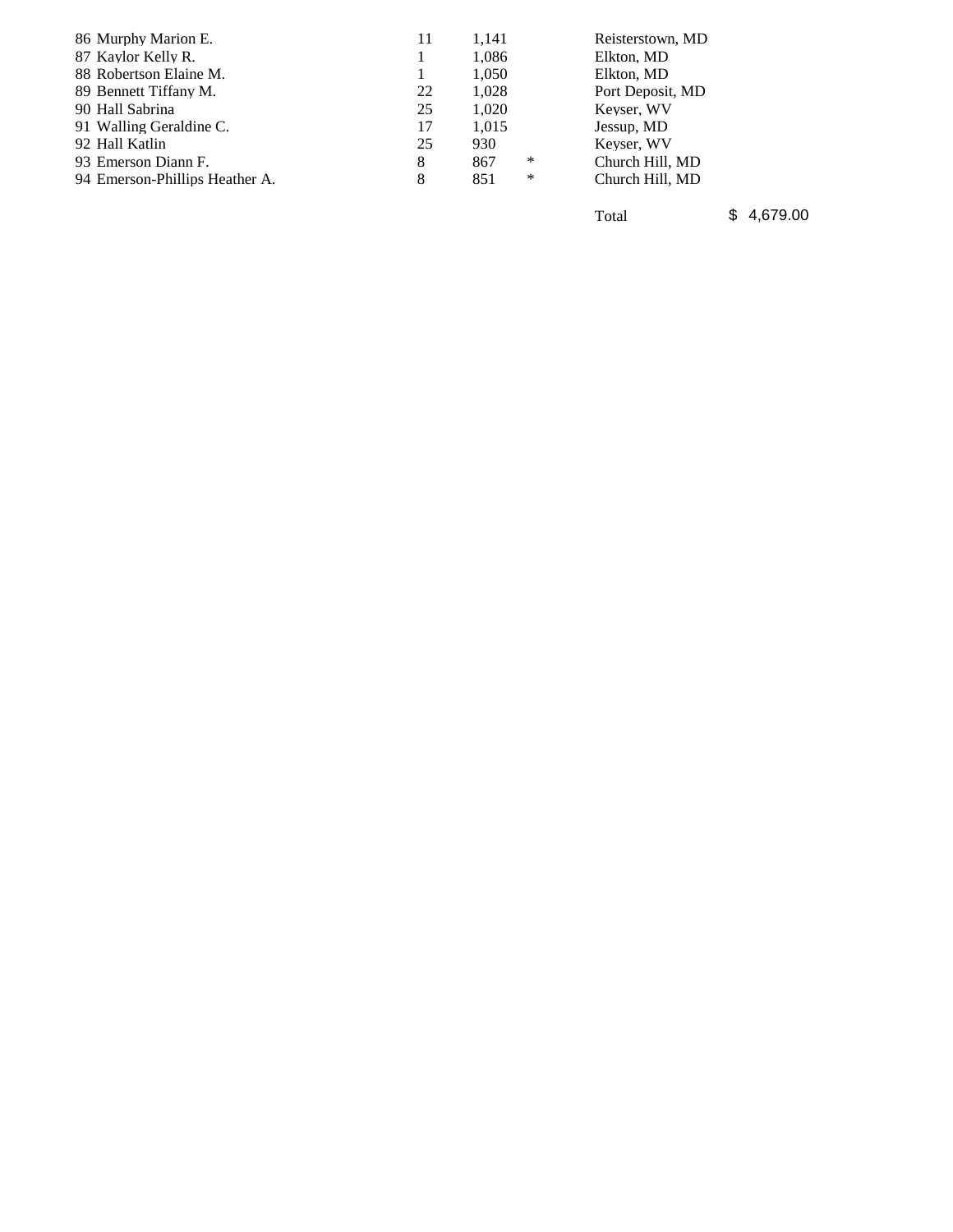| | | | | | |
|---|---|---|---|---|---|
| 86 | Murphy Marion E. | 11 | 1,141 | | Reisterstown, MD |
| 87 | Kaylor Kelly R. | 1 | 1,086 | | Elkton, MD |
| 88 | Robertson Elaine M. | 1 | 1,050 | | Elkton, MD |
| 89 | Bennett Tiffany M. | 22 | 1,028 | | Port Deposit, MD |
| 90 | Hall Sabrina | 25 | 1,020 | | Keyser, WV |
| 91 | Walling Geraldine C. | 17 | 1,015 | | Jessup, MD |
| 92 | Hall Katlin | 25 | 930 | | Keyser, WV |
| 93 | Emerson Diann F. | 8 | 867 | * | Church Hill, MD |
| 94 | Emerson-Phillips Heather A. | 8 | 851 | * | Church Hill, MD |

Total $ 4,679.00